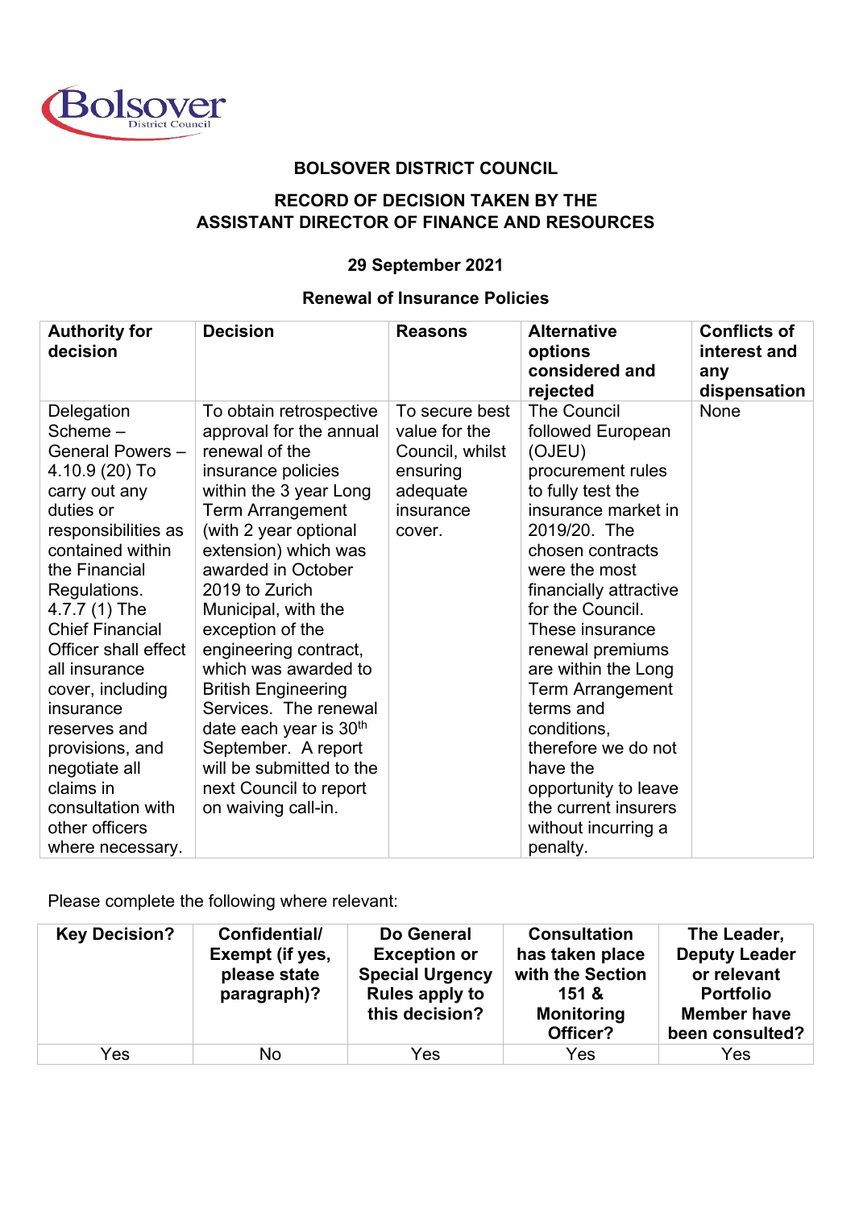**BOLSOVER DISTRICT COUNCIL**

**RECORD OF DECISION TAKEN BY THE ASSISTANT DIRECTOR OF FINANCE AND RESOURCES**

**29 September 2021**

**Renewal of Insurance Policies**

| Authority for decision | Decision | Reasons | Alternative options considered and rejected | Conflicts of interest and any dispensation |
|---|---|---|---|---|
| Delegation Scheme – General Powers – 4.10.9 (20) To carry out any duties or responsibilities as contained within the Financial Regulations. 4.7.7 (1) The Chief Financial Officer shall effect all insurance cover, including insurance reserves and provisions, and negotiate all claims in consultation with other officers where necessary. | To obtain retrospective approval for the annual renewal of the insurance policies within the 3 year Long Term Arrangement (with 2 year optional extension) which was awarded in October 2019 to Zurich Municipal, with the exception of the engineering contract, which was awarded to British Engineering Services. The renewal date each year is 30th September. A report will be submitted to the next Council to report on waiving call-in. | To secure best value for the Council, whilst ensuring adequate insurance cover. | The Council followed European (OJEU) procurement rules to fully test the insurance market in 2019/20. The chosen contracts were the most financially attractive for the Council. These insurance renewal premiums are within the Long Term Arrangement terms and conditions, therefore we do not have the opportunity to leave the current insurers without incurring a penalty. | None |

Please complete the following where relevant:

| Key Decision? | Confidential/ Exempt (if yes, please state paragraph)? | Do General Exception or Special Urgency Rules apply to this decision? | Consultation has taken place with the Section 151 & Monitoring Officer? | The Leader, Deputy Leader or relevant Portfolio Member have been consulted? |
|---|---|---|---|---|
| Yes | No | Yes | Yes | Yes |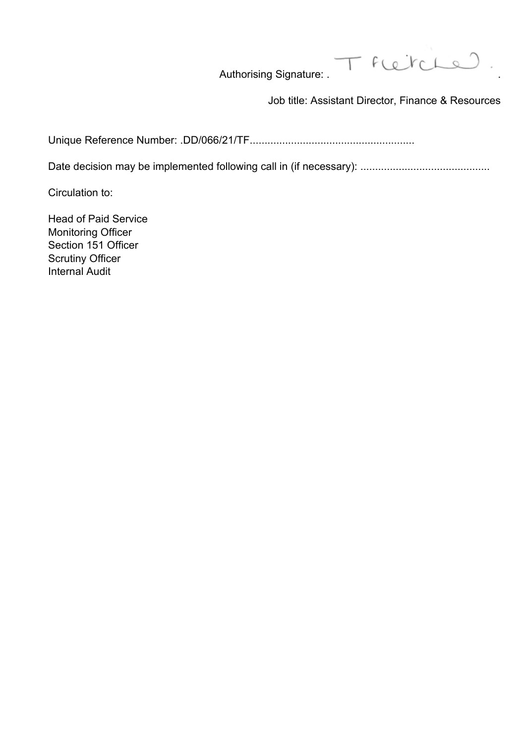Authorising Signature: . T Fletcher .

Job title: Assistant Director, Finance & Resources

Unique Reference Number: .DD/066/21/TF.......................................................

Date decision may be implemented following call in (if necessary): ...........................................

Circulation to:

Head of Paid Service
Monitoring Officer
Section 151 Officer
Scrutiny Officer
Internal Audit